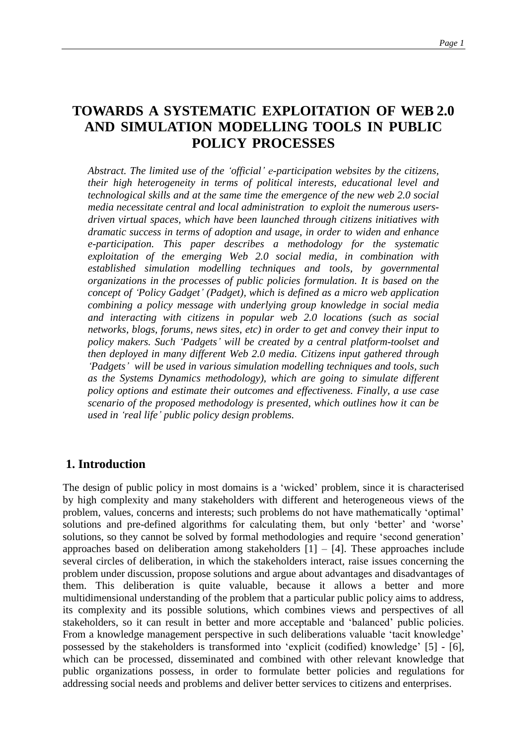# TOWARDS A SYSTEMATIC EXPLOITATION OF WEB 2.0 AND SIMULATION MODELLING TOOLS IN PUBLIC POLICY PROCESSES

*Abstract. The limited use of the 'official' e-participation websites by the citizens, their high heterogeneity in terms of political interests, educational level and technological skills and at the same time the emergence of the new web 2.0 social media necessitate central and local administration to exploit the numerous users-driven virtual spaces, which have been launched through citizens initiatives with dramatic success in terms of adoption and usage, in order to widen and enhance e-participation. This paper describes a methodology for the systematic exploitation of the emerging Web 2.0 social media, in combination with established simulation modelling techniques and tools, by governmental organizations in the processes of public policies formulation. It is based on the concept of 'Policy Gadget' (Padget), which is defined as a micro web application combining a policy message with underlying group knowledge in social media and interacting with citizens in popular web 2.0 locations (such as social networks, blogs, forums, news sites, etc) in order to get and convey their input to policy makers. Such 'Padgets' will be created by a central platform-toolset and then deployed in many different Web 2.0 media. Citizens input gathered through 'Padgets' will be used in various simulation modelling techniques and tools, such as the Systems Dynamics methodology), which are going to simulate different policy options and estimate their outcomes and effectiveness. Finally, a use case scenario of the proposed methodology is presented, which outlines how it can be used in 'real life' public policy design problems.*

## 1. Introduction

The design of public policy in most domains is a 'wicked' problem, since it is characterised by high complexity and many stakeholders with different and heterogeneous views of the problem, values, concerns and interests; such problems do not have mathematically 'optimal' solutions and pre-defined algorithms for calculating them, but only 'better' and 'worse' solutions, so they cannot be solved by formal methodologies and require 'second generation' approaches based on deliberation among stakeholders [1] – [4]. These approaches include several circles of deliberation, in which the stakeholders interact, raise issues concerning the problem under discussion, propose solutions and argue about advantages and disadvantages of them. This deliberation is quite valuable, because it allows a better and more multidimensional understanding of the problem that a particular public policy aims to address, its complexity and its possible solutions, which combines views and perspectives of all stakeholders, so it can result in better and more acceptable and 'balanced' public policies. From a knowledge management perspective in such deliberations valuable 'tacit knowledge' possessed by the stakeholders is transformed into 'explicit (codified) knowledge' [5] - [6], which can be processed, disseminated and combined with other relevant knowledge that public organizations possess, in order to formulate better policies and regulations for addressing social needs and problems and deliver better services to citizens and enterprises.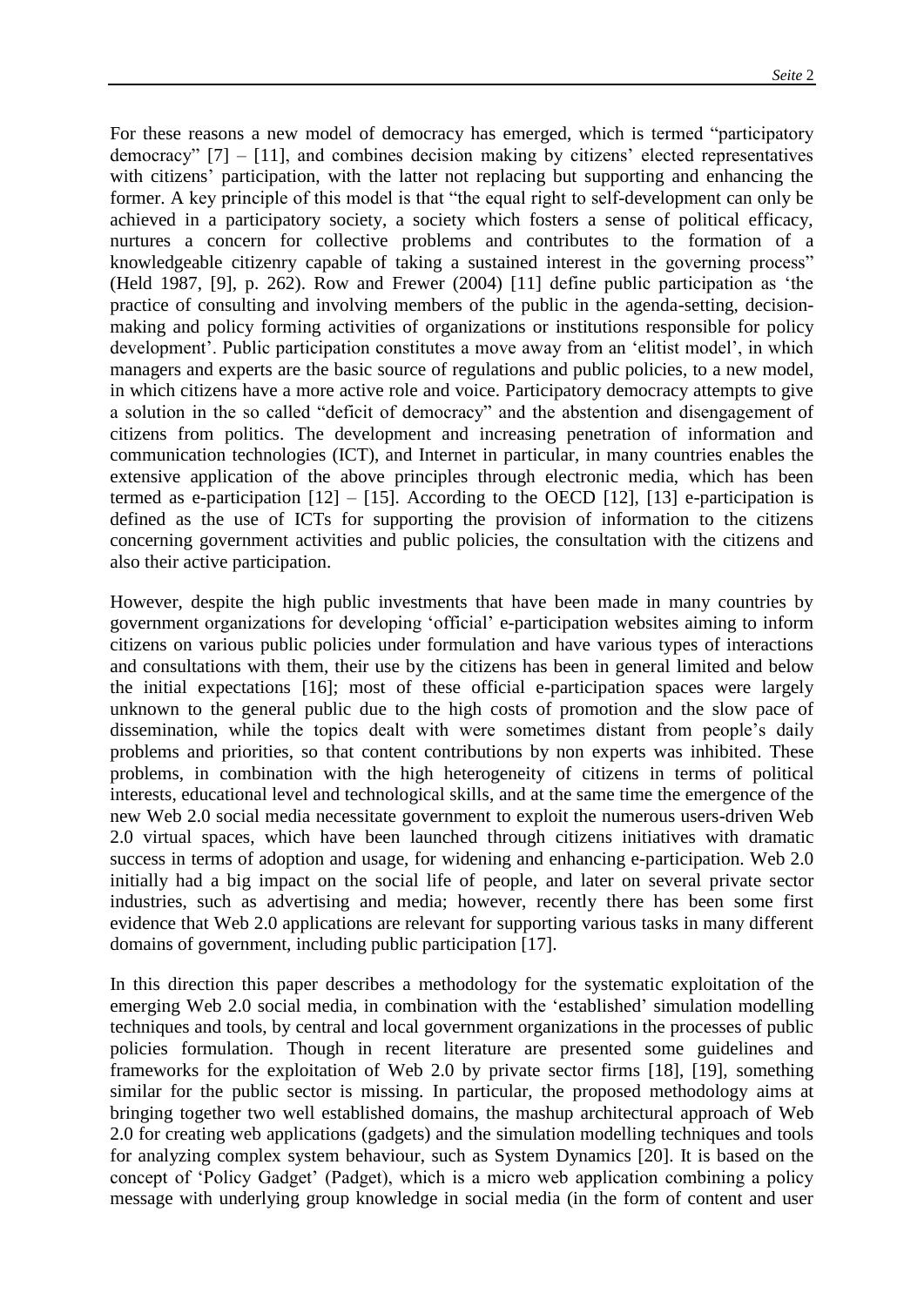For these reasons a new model of democracy has emerged, which is termed "participatory democracy" [7] – [11], and combines decision making by citizens' elected representatives with citizens' participation, with the latter not replacing but supporting and enhancing the former. A key principle of this model is that "the equal right to self-development can only be achieved in a participatory society, a society which fosters a sense of political efficacy, nurtures a concern for collective problems and contributes to the formation of a knowledgeable citizenry capable of taking a sustained interest in the governing process" (Held 1987, [9], p. 262). Row and Frewer (2004) [11] define public participation as 'the practice of consulting and involving members of the public in the agenda-setting, decision-making and policy forming activities of organizations or institutions responsible for policy development'. Public participation constitutes a move away from an 'elitist model', in which managers and experts are the basic source of regulations and public policies, to a new model, in which citizens have a more active role and voice. Participatory democracy attempts to give a solution in the so called "deficit of democracy" and the abstention and disengagement of citizens from politics. The development and increasing penetration of information and communication technologies (ICT), and Internet in particular, in many countries enables the extensive application of the above principles through electronic media, which has been termed as e-participation [12] – [15]. According to the OECD [12], [13] e-participation is defined as the use of ICTs for supporting the provision of information to the citizens concerning government activities and public policies, the consultation with the citizens and also their active participation.

However, despite the high public investments that have been made in many countries by government organizations for developing 'official' e-participation websites aiming to inform citizens on various public policies under formulation and have various types of interactions and consultations with them, their use by the citizens has been in general limited and below the initial expectations [16]; most of these official e-participation spaces were largely unknown to the general public due to the high costs of promotion and the slow pace of dissemination, while the topics dealt with were sometimes distant from people's daily problems and priorities, so that content contributions by non experts was inhibited. These problems, in combination with the high heterogeneity of citizens in terms of political interests, educational level and technological skills, and at the same time the emergence of the new Web 2.0 social media necessitate government to exploit the numerous users-driven Web 2.0 virtual spaces, which have been launched through citizens initiatives with dramatic success in terms of adoption and usage, for widening and enhancing e-participation. Web 2.0 initially had a big impact on the social life of people, and later on several private sector industries, such as advertising and media; however, recently there has been some first evidence that Web 2.0 applications are relevant for supporting various tasks in many different domains of government, including public participation [17].

In this direction this paper describes a methodology for the systematic exploitation of the emerging Web 2.0 social media, in combination with the 'established' simulation modelling techniques and tools, by central and local government organizations in the processes of public policies formulation. Though in recent literature are presented some guidelines and frameworks for the exploitation of Web 2.0 by private sector firms [18], [19], something similar for the public sector is missing. In particular, the proposed methodology aims at bringing together two well established domains, the mashup architectural approach of Web 2.0 for creating web applications (gadgets) and the simulation modelling techniques and tools for analyzing complex system behaviour, such as System Dynamics [20]. It is based on the concept of 'Policy Gadget' (Padget), which is a micro web application combining a policy message with underlying group knowledge in social media (in the form of content and user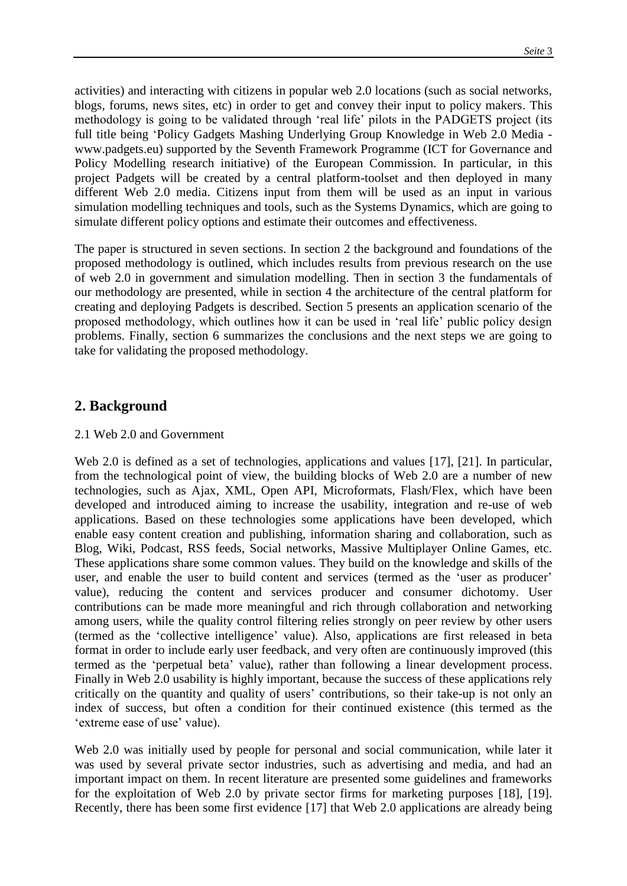activities) and interacting with citizens in popular web 2.0 locations (such as social networks, blogs, forums, news sites, etc) in order to get and convey their input to policy makers. This methodology is going to be validated through 'real life' pilots in the PADGETS project (its full title being 'Policy Gadgets Mashing Underlying Group Knowledge in Web 2.0 Media - www.padgets.eu) supported by the Seventh Framework Programme (ICT for Governance and Policy Modelling research initiative) of the European Commission. In particular, in this project Padgets will be created by a central platform-toolset and then deployed in many different Web 2.0 media. Citizens input from them will be used as an input in various simulation modelling techniques and tools, such as the Systems Dynamics, which are going to simulate different policy options and estimate their outcomes and effectiveness.

The paper is structured in seven sections. In section 2 the background and foundations of the proposed methodology is outlined, which includes results from previous research on the use of web 2.0 in government and simulation modelling. Then in section 3 the fundamentals of our methodology are presented, while in section 4 the architecture of the central platform for creating and deploying Padgets is described. Section 5 presents an application scenario of the proposed methodology, which outlines how it can be used in 'real life' public policy design problems. Finally, section 6 summarizes the conclusions and the next steps we are going to take for validating the proposed methodology.

## 2. Background

### 2.1 Web 2.0 and Government

Web 2.0 is defined as a set of technologies, applications and values [17], [21]. In particular, from the technological point of view, the building blocks of Web 2.0 are a number of new technologies, such as Ajax, XML, Open API, Microformats, Flash/Flex, which have been developed and introduced aiming to increase the usability, integration and re-use of web applications. Based on these technologies some applications have been developed, which enable easy content creation and publishing, information sharing and collaboration, such as Blog, Wiki, Podcast, RSS feeds, Social networks, Massive Multiplayer Online Games, etc. These applications share some common values. They build on the knowledge and skills of the user, and enable the user to build content and services (termed as the 'user as producer' value), reducing the content and services producer and consumer dichotomy. User contributions can be made more meaningful and rich through collaboration and networking among users, while the quality control filtering relies strongly on peer review by other users (termed as the 'collective intelligence' value). Also, applications are first released in beta format in order to include early user feedback, and very often are continuously improved (this termed as the 'perpetual beta' value), rather than following a linear development process. Finally in Web 2.0 usability is highly important, because the success of these applications rely critically on the quantity and quality of users' contributions, so their take-up is not only an index of success, but often a condition for their continued existence (this termed as the 'extreme ease of use' value).

Web 2.0 was initially used by people for personal and social communication, while later it was used by several private sector industries, such as advertising and media, and had an important impact on them. In recent literature are presented some guidelines and frameworks for the exploitation of Web 2.0 by private sector firms for marketing purposes [18], [19]. Recently, there has been some first evidence [17] that Web 2.0 applications are already being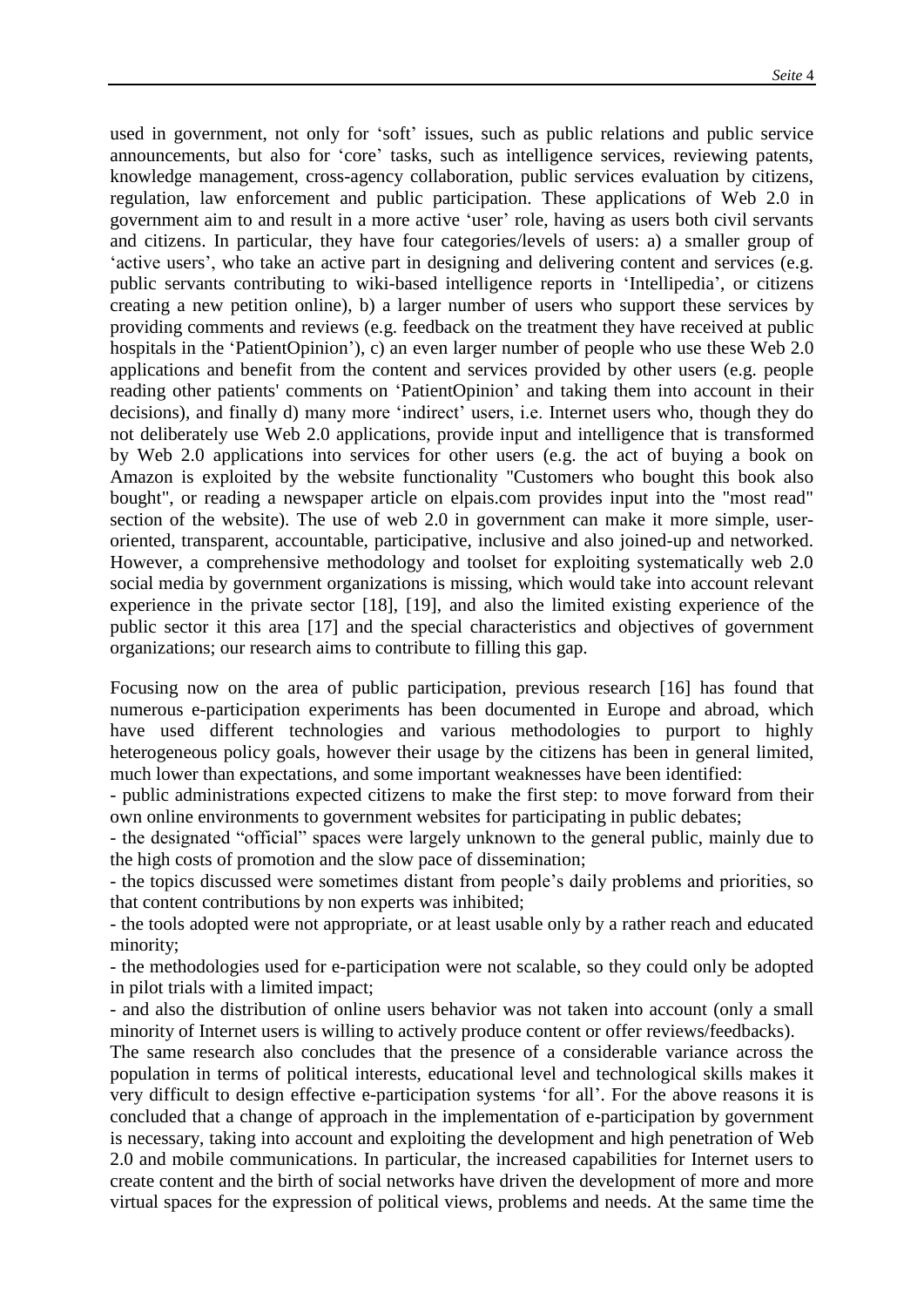used in government, not only for 'soft' issues, such as public relations and public service announcements, but also for 'core' tasks, such as intelligence services, reviewing patents, knowledge management, cross-agency collaboration, public services evaluation by citizens, regulation, law enforcement and public participation. These applications of Web 2.0 in government aim to and result in a more active 'user' role, having as users both civil servants and citizens. In particular, they have four categories/levels of users: a) a smaller group of 'active users', who take an active part in designing and delivering content and services (e.g. public servants contributing to wiki-based intelligence reports in 'Intellipedia', or citizens creating a new petition online), b) a larger number of users who support these services by providing comments and reviews (e.g. feedback on the treatment they have received at public hospitals in the 'PatientOpinion'), c) an even larger number of people who use these Web 2.0 applications and benefit from the content and services provided by other users (e.g. people reading other patients' comments on 'PatientOpinion' and taking them into account in their decisions), and finally d) many more 'indirect' users, i.e. Internet users who, though they do not deliberately use Web 2.0 applications, provide input and intelligence that is transformed by Web 2.0 applications into services for other users (e.g. the act of buying a book on Amazon is exploited by the website functionality "Customers who bought this book also bought", or reading a newspaper article on elpais.com provides input into the "most read" section of the website). The use of web 2.0 in government can make it more simple, user-oriented, transparent, accountable, participative, inclusive and also joined-up and networked. However, a comprehensive methodology and toolset for exploiting systematically web 2.0 social media by government organizations is missing, which would take into account relevant experience in the private sector [18], [19], and also the limited existing experience of the public sector it this area [17] and the special characteristics and objectives of government organizations; our research aims to contribute to filling this gap.

Focusing now on the area of public participation, previous research [16] has found that numerous e-participation experiments has been documented in Europe and abroad, which have used different technologies and various methodologies to purport to highly heterogeneous policy goals, however their usage by the citizens has been in general limited, much lower than expectations, and some important weaknesses have been identified:

- public administrations expected citizens to make the first step: to move forward from their own online environments to government websites for participating in public debates;
- the designated "official" spaces were largely unknown to the general public, mainly due to the high costs of promotion and the slow pace of dissemination;
- the topics discussed were sometimes distant from people's daily problems and priorities, so that content contributions by non experts was inhibited;
- the tools adopted were not appropriate, or at least usable only by a rather reach and educated minority;
- the methodologies used for e-participation were not scalable, so they could only be adopted in pilot trials with a limited impact;
- and also the distribution of online users behavior was not taken into account (only a small minority of Internet users is willing to actively produce content or offer reviews/feedbacks).

The same research also concludes that the presence of a considerable variance across the population in terms of political interests, educational level and technological skills makes it very difficult to design effective e-participation systems 'for all'. For the above reasons it is concluded that a change of approach in the implementation of e-participation by government is necessary, taking into account and exploiting the development and high penetration of Web 2.0 and mobile communications. In particular, the increased capabilities for Internet users to create content and the birth of social networks have driven the development of more and more virtual spaces for the expression of political views, problems and needs. At the same time the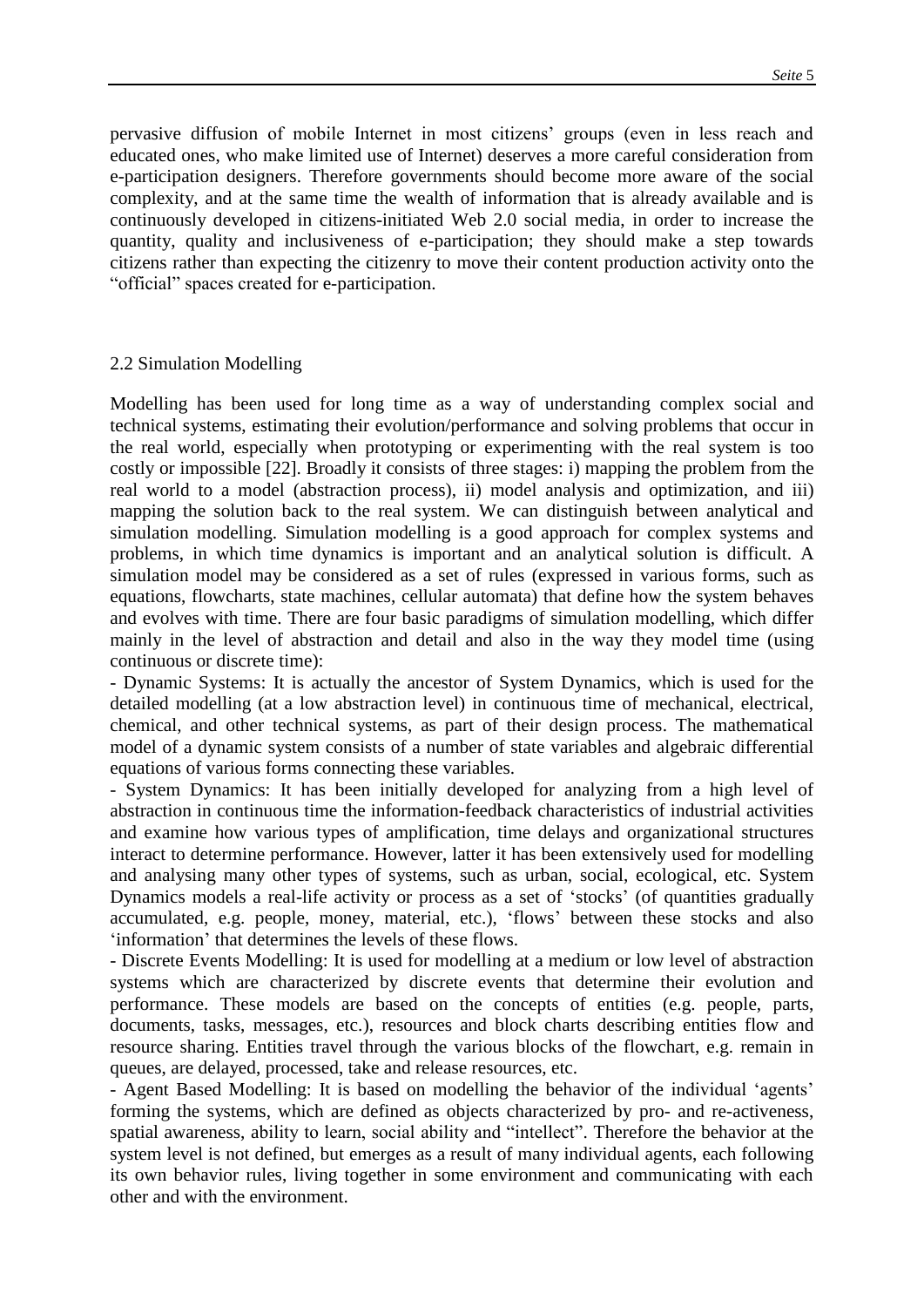pervasive diffusion of mobile Internet in most citizens' groups (even in less reach and educated ones, who make limited use of Internet) deserves a more careful consideration from e-participation designers. Therefore governments should become more aware of the social complexity, and at the same time the wealth of information that is already available and is continuously developed in citizens-initiated Web 2.0 social media, in order to increase the quantity, quality and inclusiveness of e-participation; they should make a step towards citizens rather than expecting the citizenry to move their content production activity onto the "official" spaces created for e-participation.

## 2.2 Simulation Modelling

Modelling has been used for long time as a way of understanding complex social and technical systems, estimating their evolution/performance and solving problems that occur in the real world, especially when prototyping or experimenting with the real system is too costly or impossible [22]. Broadly it consists of three stages: i) mapping the problem from the real world to a model (abstraction process), ii) model analysis and optimization, and iii) mapping the solution back to the real system. We can distinguish between analytical and simulation modelling. Simulation modelling is a good approach for complex systems and problems, in which time dynamics is important and an analytical solution is difficult. A simulation model may be considered as a set of rules (expressed in various forms, such as equations, flowcharts, state machines, cellular automata) that define how the system behaves and evolves with time. There are four basic paradigms of simulation modelling, which differ mainly in the level of abstraction and detail and also in the way they model time (using continuous or discrete time):

- Dynamic Systems: It is actually the ancestor of System Dynamics, which is used for the detailed modelling (at a low abstraction level) in continuous time of mechanical, electrical, chemical, and other technical systems, as part of their design process. The mathematical model of a dynamic system consists of a number of state variables and algebraic differential equations of various forms connecting these variables.
- System Dynamics: It has been initially developed for analyzing from a high level of abstraction in continuous time the information-feedback characteristics of industrial activities and examine how various types of amplification, time delays and organizational structures interact to determine performance. However, latter it has been extensively used for modelling and analysing many other types of systems, such as urban, social, ecological, etc. System Dynamics models a real-life activity or process as a set of 'stocks' (of quantities gradually accumulated, e.g. people, money, material, etc.), 'flows' between these stocks and also 'information' that determines the levels of these flows.
- Discrete Events Modelling: It is used for modelling at a medium or low level of abstraction systems which are characterized by discrete events that determine their evolution and performance. These models are based on the concepts of entities (e.g. people, parts, documents, tasks, messages, etc.), resources and block charts describing entities flow and resource sharing. Entities travel through the various blocks of the flowchart, e.g. remain in queues, are delayed, processed, take and release resources, etc.
- Agent Based Modelling: It is based on modelling the behavior of the individual 'agents' forming the systems, which are defined as objects characterized by pro- and re-activeness, spatial awareness, ability to learn, social ability and "intellect". Therefore the behavior at the system level is not defined, but emerges as a result of many individual agents, each following its own behavior rules, living together in some environment and communicating with each other and with the environment.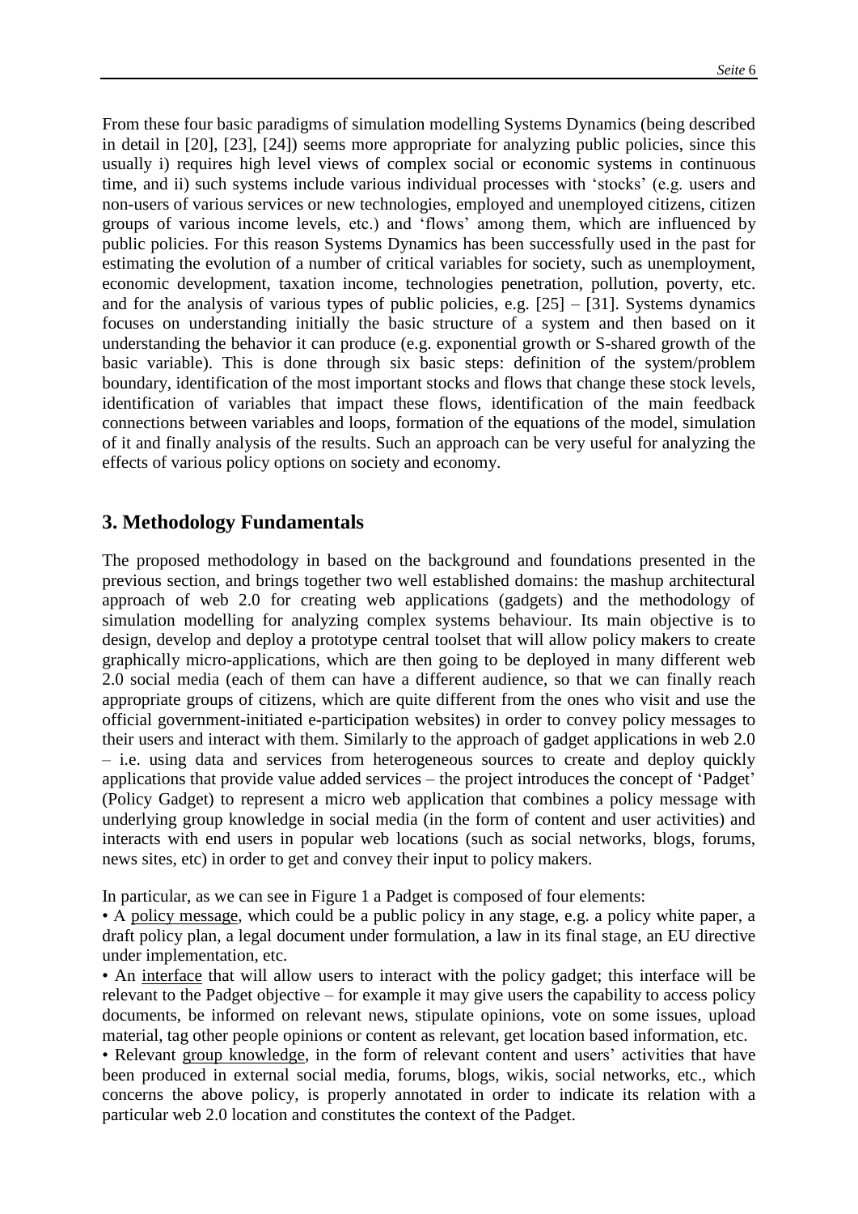From these four basic paradigms of simulation modelling Systems Dynamics (being described in detail in [20], [23], [24]) seems more appropriate for analyzing public policies, since this usually i) requires high level views of complex social or economic systems in continuous time, and ii) such systems include various individual processes with 'stocks' (e.g. users and non-users of various services or new technologies, employed and unemployed citizens, citizen groups of various income levels, etc.) and 'flows' among them, which are influenced by public policies. For this reason Systems Dynamics has been successfully used in the past for estimating the evolution of a number of critical variables for society, such as unemployment, economic development, taxation income, technologies penetration, pollution, poverty, etc. and for the analysis of various types of public policies, e.g. [25] – [31]. Systems dynamics focuses on understanding initially the basic structure of a system and then based on it understanding the behavior it can produce (e.g. exponential growth or S-shared growth of the basic variable). This is done through six basic steps: definition of the system/problem boundary, identification of the most important stocks and flows that change these stock levels, identification of variables that impact these flows, identification of the main feedback connections between variables and loops, formation of the equations of the model, simulation of it and finally analysis of the results. Such an approach can be very useful for analyzing the effects of various policy options on society and economy.

## 3. Methodology Fundamentals

The proposed methodology in based on the background and foundations presented in the previous section, and brings together two well established domains: the mashup architectural approach of web 2.0 for creating web applications (gadgets) and the methodology of simulation modelling for analyzing complex systems behaviour. Its main objective is to design, develop and deploy a prototype central toolset that will allow policy makers to create graphically micro-applications, which are then going to be deployed in many different web 2.0 social media (each of them can have a different audience, so that we can finally reach appropriate groups of citizens, which are quite different from the ones who visit and use the official government-initiated e-participation websites) in order to convey policy messages to their users and interact with them. Similarly to the approach of gadget applications in web 2.0 – i.e. using data and services from heterogeneous sources to create and deploy quickly applications that provide value added services – the project introduces the concept of 'Padget' (Policy Gadget) to represent a micro web application that combines a policy message with underlying group knowledge in social media (in the form of content and user activities) and interacts with end users in popular web locations (such as social networks, blogs, forums, news sites, etc) in order to get and convey their input to policy makers.

In particular, as we can see in Figure 1 a Padget is composed of four elements:

• A policy message, which could be a public policy in any stage, e.g. a policy white paper, a draft policy plan, a legal document under formulation, a law in its final stage, an EU directive under implementation, etc.

• An interface that will allow users to interact with the policy gadget; this interface will be relevant to the Padget objective – for example it may give users the capability to access policy documents, be informed on relevant news, stipulate opinions, vote on some issues, upload material, tag other people opinions or content as relevant, get location based information, etc.

• Relevant group knowledge, in the form of relevant content and users' activities that have been produced in external social media, forums, blogs, wikis, social networks, etc., which concerns the above policy, is properly annotated in order to indicate its relation with a particular web 2.0 location and constitutes the context of the Padget.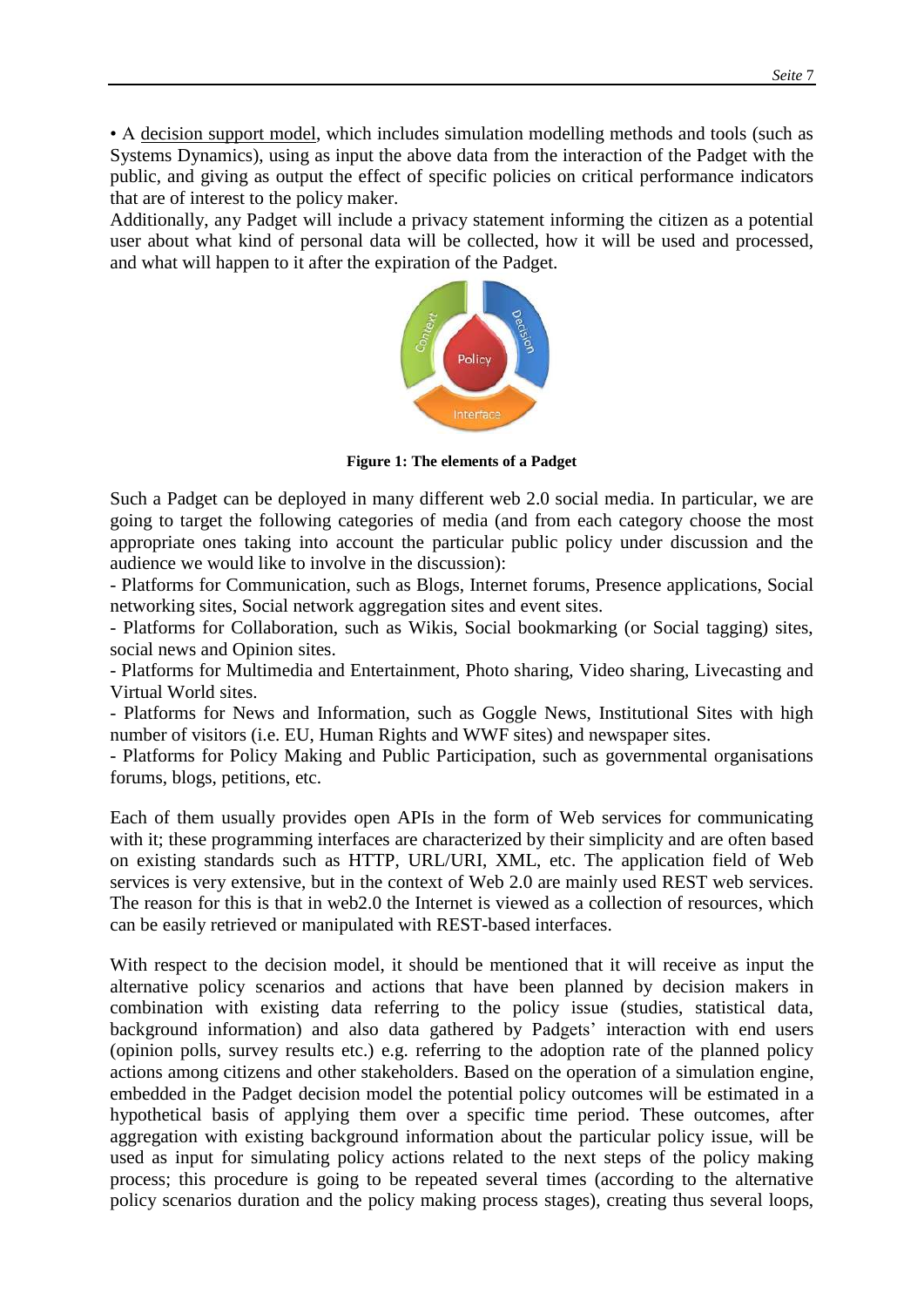• A <u>decision support model</u>, which includes simulation modelling methods and tools (such as Systems Dynamics), using as input the above data from the interaction of the Padget with the public, and giving as output the effect of specific policies on critical performance indicators that are of interest to the policy maker.
Additionally, any Padget will include a privacy statement informing the citizen as a potential user about what kind of personal data will be collected, how it will be used and processed, and what will happen to it after the expiration of the Padget.

Context
Decision
Policy
Interface

**Figure 1: The elements of a Padget**

Such a Padget can be deployed in many different web 2.0 social media. In particular, we are going to target the following categories of media (and from each category choose the most appropriate ones taking into account the particular public policy under discussion and the audience we would like to involve in the discussion):
- Platforms for Communication, such as Blogs, Internet forums, Presence applications, Social networking sites, Social network aggregation sites and event sites.
- Platforms for Collaboration, such as Wikis, Social bookmarking (or Social tagging) sites, social news and Opinion sites.
- Platforms for Multimedia and Entertainment, Photo sharing, Video sharing, Livecasting and Virtual World sites.
- Platforms for News and Information, such as Goggle News, Institutional Sites with high number of visitors (i.e. EU, Human Rights and WWF sites) and newspaper sites.
- Platforms for Policy Making and Public Participation, such as governmental organisations forums, blogs, petitions, etc.

Each of them usually provides open APIs in the form of Web services for communicating with it; these programming interfaces are characterized by their simplicity and are often based on existing standards such as HTTP, URL/URI, XML, etc. The application field of Web services is very extensive, but in the context of Web 2.0 are mainly used REST web services. The reason for this is that in web2.0 the Internet is viewed as a collection of resources, which can be easily retrieved or manipulated with REST-based interfaces.

With respect to the decision model, it should be mentioned that it will receive as input the alternative policy scenarios and actions that have been planned by decision makers in combination with existing data referring to the policy issue (studies, statistical data, background information) and also data gathered by Padgets' interaction with end users (opinion polls, survey results etc.) e.g. referring to the adoption rate of the planned policy actions among citizens and other stakeholders. Based on the operation of a simulation engine, embedded in the Padget decision model the potential policy outcomes will be estimated in a hypothetical basis of applying them over a specific time period. These outcomes, after aggregation with existing background information about the particular policy issue, will be used as input for simulating policy actions related to the next steps of the policy making process; this procedure is going to be repeated several times (according to the alternative policy scenarios duration and the policy making process stages), creating thus several loops,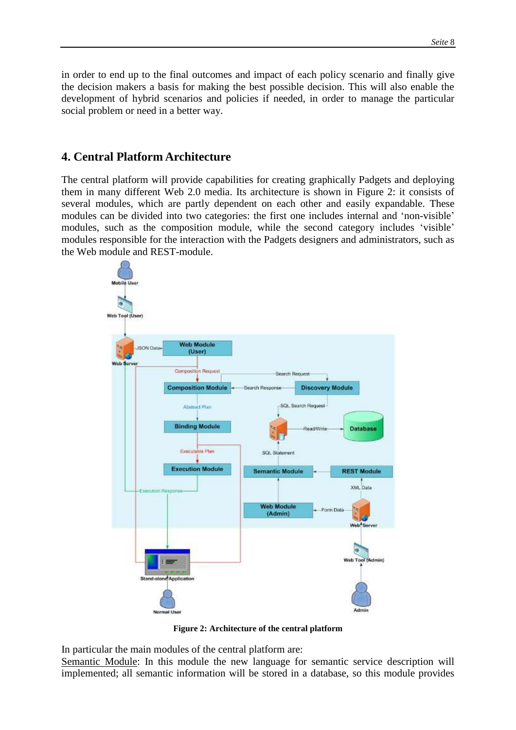in order to end up to the final outcomes and impact of each policy scenario and finally give the decision makers a basis for making the best possible decision. This will also enable the development of hybrid scenarios and policies if needed, in order to manage the particular social problem or need in a better way.

## 4. Central Platform Architecture

The central platform will provide capabilities for creating graphically Padgets and deploying them in many different Web 2.0 media. Its architecture is shown in Figure 2: it consists of several modules, which are partly dependent on each other and easily expandable. These modules can be divided into two categories: the first one includes internal and 'non-visible' modules, such as the composition module, while the second category includes 'visible' modules responsible for the interaction with the Padgets designers and administrators, such as the Web module and REST-module.

**Figure 2: Architecture of the central platform**

In particular the main modules of the central platform are:

Semantic Module: In this module the new language for semantic service description will implemented; all semantic information will be stored in a database, so this module provides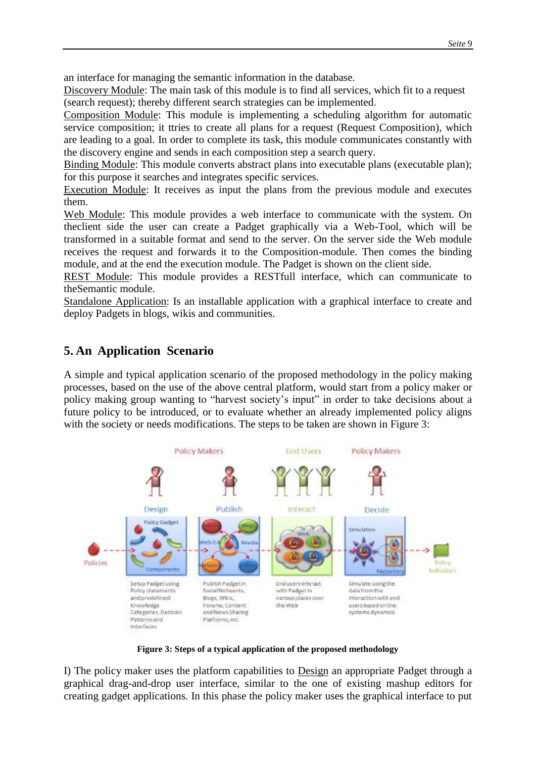an interface for managing the semantic information in the database.

Discovery Module: The main task of this module is to find all services, which fit to a request (search request); thereby different search strategies can be implemented.

Composition Module: This module is implementing a scheduling algorithm for automatic service composition; it ttries to create all plans for a request (Request Composition), which are leading to a goal. In order to complete its task, this module communicates constantly with the discovery engine and sends in each composition step a search query.

Binding Module: This module converts abstract plans into executable plans (executable plan); for this purpose it searches and integrates specific services.

Execution Module: It receives as input the plans from the previous module and executes them.

Web Module: This module provides a web interface to communicate with the system. On theclient side the user can create a Padget graphically via a Web-Tool, which will be transformed in a suitable format and send to the server. On the server side the Web module receives the request and forwards it to the Composition-module. Then comes the binding module, and at the end the execution module. The Padget is shown on the client side.

REST Module: This module provides a RESTfull interface, which can communicate to theSemantic module.

Standalone Application: Is an installable application with a graphical interface to create and deploy Padgets in blogs, wikis and communities.

## 5. An Application Scenario

A simple and typical application scenario of the proposed methodology in the policy making processes, based on the use of the above central platform, would start from a policy maker or policy making group wanting to "harvest society's input" in order to take decisions about a future policy to be introduced, or to evaluate whether an already implemented policy aligns with the society or needs modifications. The steps to be taken are shown in Figure 3:

**Figure 3: Steps of a typical application of the proposed methodology**

I) The policy maker uses the platform capabilities to Design an appropriate Padget through a graphical drag-and-drop user interface, similar to the one of existing mashup editors for creating gadget applications. In this phase the policy maker uses the graphical interface to put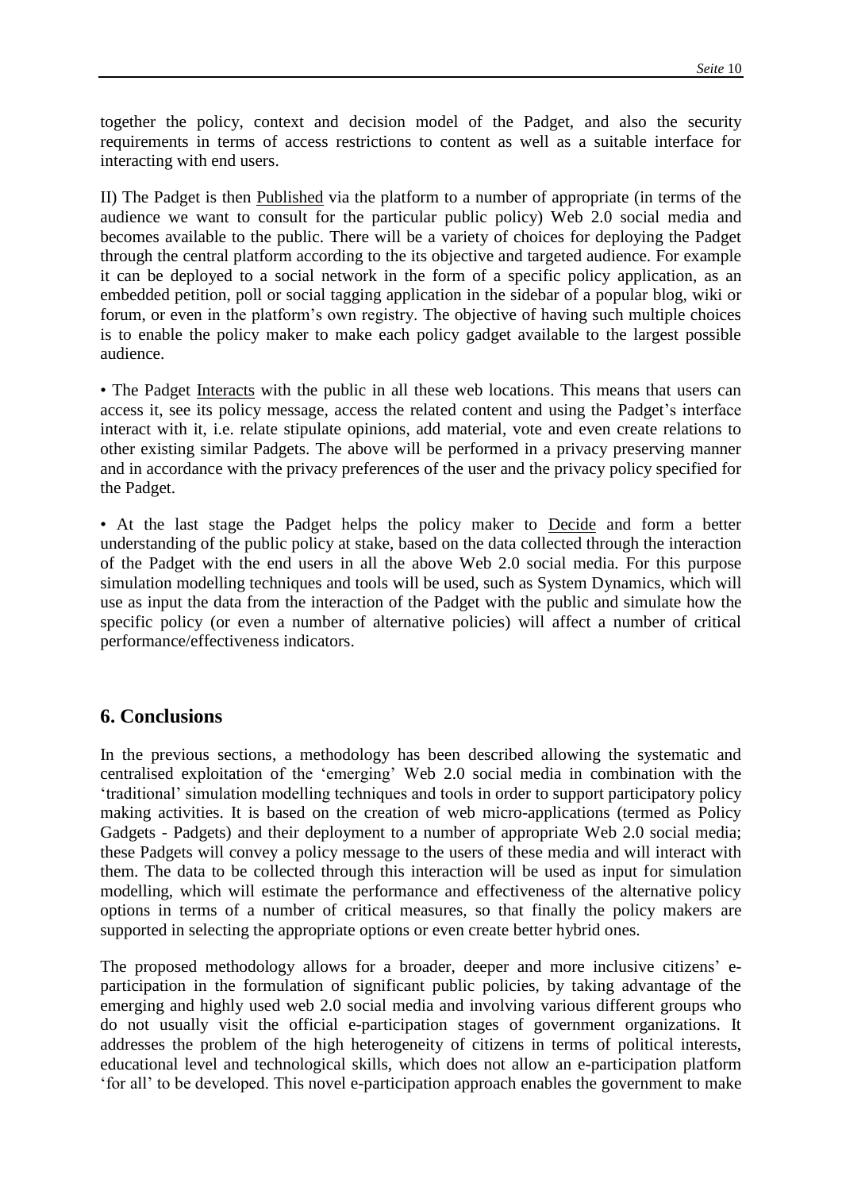together the policy, context and decision model of the Padget, and also the security requirements in terms of access restrictions to content as well as a suitable interface for interacting with end users.

II) The Padget is then Published via the platform to a number of appropriate (in terms of the audience we want to consult for the particular public policy) Web 2.0 social media and becomes available to the public. There will be a variety of choices for deploying the Padget through the central platform according to the its objective and targeted audience. For example it can be deployed to a social network in the form of a specific policy application, as an embedded petition, poll or social tagging application in the sidebar of a popular blog, wiki or forum, or even in the platform's own registry. The objective of having such multiple choices is to enable the policy maker to make each policy gadget available to the largest possible audience.

• The Padget Interacts with the public in all these web locations. This means that users can access it, see its policy message, access the related content and using the Padget's interface interact with it, i.e. relate stipulate opinions, add material, vote and even create relations to other existing similar Padgets. The above will be performed in a privacy preserving manner and in accordance with the privacy preferences of the user and the privacy policy specified for the Padget.

• At the last stage the Padget helps the policy maker to Decide and form a better understanding of the public policy at stake, based on the data collected through the interaction of the Padget with the end users in all the above Web 2.0 social media. For this purpose simulation modelling techniques and tools will be used, such as System Dynamics, which will use as input the data from the interaction of the Padget with the public and simulate how the specific policy (or even a number of alternative policies) will affect a number of critical performance/effectiveness indicators.

## 6. Conclusions

In the previous sections, a methodology has been described allowing the systematic and centralised exploitation of the 'emerging' Web 2.0 social media in combination with the 'traditional' simulation modelling techniques and tools in order to support participatory policy making activities. It is based on the creation of web micro-applications (termed as Policy Gadgets - Padgets) and their deployment to a number of appropriate Web 2.0 social media; these Padgets will convey a policy message to the users of these media and will interact with them. The data to be collected through this interaction will be used as input for simulation modelling, which will estimate the performance and effectiveness of the alternative policy options in terms of a number of critical measures, so that finally the policy makers are supported in selecting the appropriate options or even create better hybrid ones.

The proposed methodology allows for a broader, deeper and more inclusive citizens' e-participation in the formulation of significant public policies, by taking advantage of the emerging and highly used web 2.0 social media and involving various different groups who do not usually visit the official e-participation stages of government organizations. It addresses the problem of the high heterogeneity of citizens in terms of political interests, educational level and technological skills, which does not allow an e-participation platform 'for all' to be developed. This novel e-participation approach enables the government to make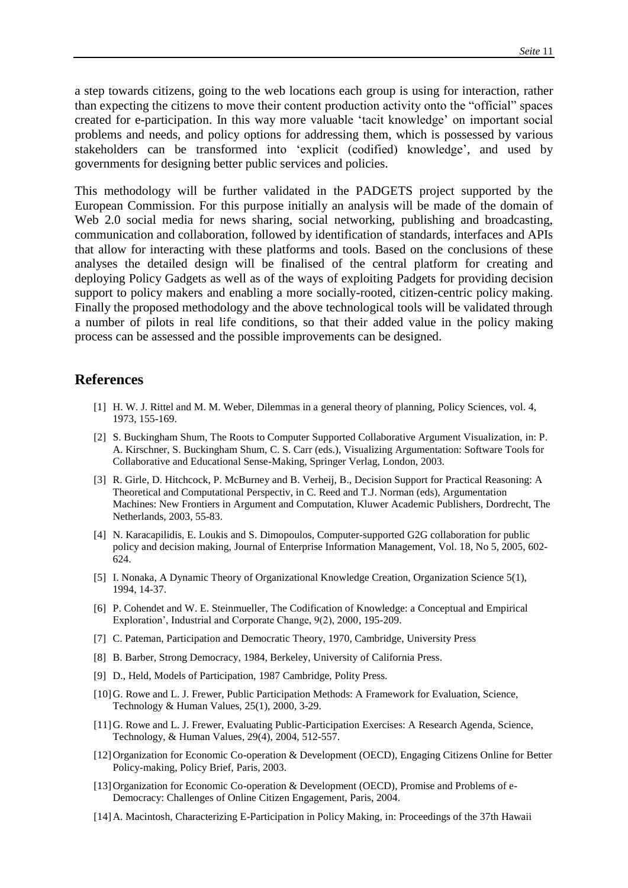a step towards citizens, going to the web locations each group is using for interaction, rather than expecting the citizens to move their content production activity onto the "official" spaces created for e-participation. In this way more valuable 'tacit knowledge' on important social problems and needs, and policy options for addressing them, which is possessed by various stakeholders can be transformed into 'explicit (codified) knowledge', and used by governments for designing better public services and policies.

This methodology will be further validated in the PADGETS project supported by the European Commission. For this purpose initially an analysis will be made of the domain of Web 2.0 social media for news sharing, social networking, publishing and broadcasting, communication and collaboration, followed by identification of standards, interfaces and APIs that allow for interacting with these platforms and tools. Based on the conclusions of these analyses the detailed design will be finalised of the central platform for creating and deploying Policy Gadgets as well as of the ways of exploiting Padgets for providing decision support to policy makers and enabling a more socially-rooted, citizen-centric policy making. Finally the proposed methodology and the above technological tools will be validated through a number of pilots in real life conditions, so that their added value in the policy making process can be assessed and the possible improvements can be designed.

## References

[1] H. W. J. Rittel and M. M. Weber, Dilemmas in a general theory of planning, Policy Sciences, vol. 4, 1973, 155-169.

[2] S. Buckingham Shum, The Roots to Computer Supported Collaborative Argument Visualization, in: P. A. Kirschner, S. Buckingham Shum, C. S. Carr (eds.), Visualizing Argumentation: Software Tools for Collaborative and Educational Sense-Making, Springer Verlag, London, 2003.

[3] R. Girle, D. Hitchcock, P. McBurney and B. Verheij, B., Decision Support for Practical Reasoning: A Theoretical and Computational Perspectiv, in C. Reed and T.J. Norman (eds), Argumentation Machines: New Frontiers in Argument and Computation, Kluwer Academic Publishers, Dordrecht, The Netherlands, 2003, 55-83.

[4] N. Karacapilidis, E. Loukis and S. Dimopoulos, Computer-supported G2G collaboration for public policy and decision making, Journal of Enterprise Information Management, Vol. 18, No 5, 2005, 602-624.

[5] I. Nonaka, A Dynamic Theory of Organizational Knowledge Creation, Organization Science 5(1), 1994, 14-37.

[6] P. Cohendet and W. E. Steinmueller, The Codification of Knowledge: a Conceptual and Empirical Exploration', Industrial and Corporate Change, 9(2), 2000, 195-209.

[7] C. Pateman, Participation and Democratic Theory, 1970, Cambridge, University Press

[8] B. Barber, Strong Democracy, 1984, Berkeley, University of California Press.

[9] D., Held, Models of Participation, 1987 Cambridge, Polity Press.

[10] G. Rowe and L. J. Frewer, Public Participation Methods: A Framework for Evaluation, Science, Technology & Human Values, 25(1), 2000, 3-29.

[11] G. Rowe and L. J. Frewer, Evaluating Public-Participation Exercises: A Research Agenda, Science, Technology, & Human Values, 29(4), 2004, 512-557.

[12] Organization for Economic Co-operation & Development (OECD), Engaging Citizens Online for Better Policy-making, Policy Brief, Paris, 2003.

[13] Organization for Economic Co-operation & Development (OECD), Promise and Problems of e-Democracy: Challenges of Online Citizen Engagement, Paris, 2004.

[14] A. Macintosh, Characterizing E-Participation in Policy Making, in: Proceedings of the 37th Hawaii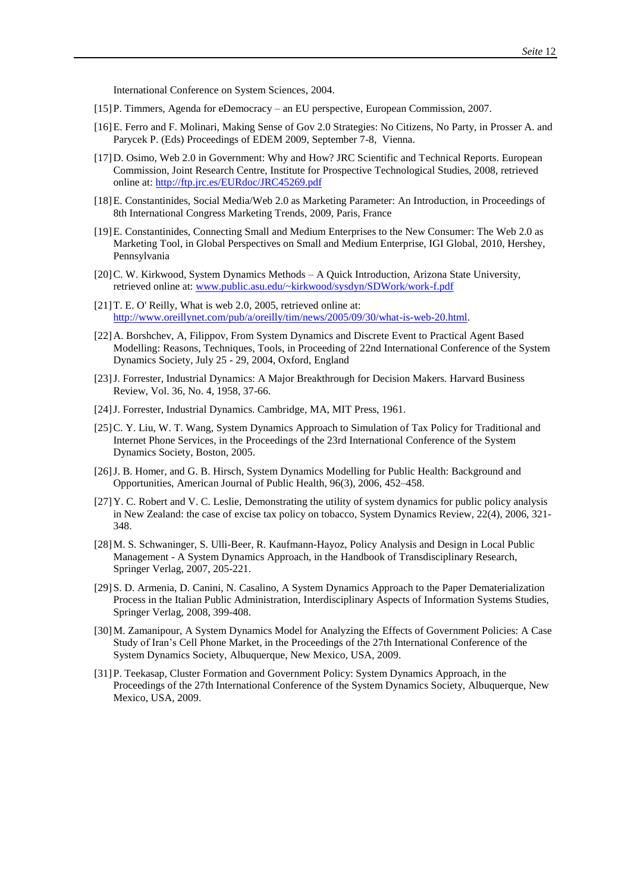International Conference on System Sciences, 2004.

[15] P. Timmers, Agenda for eDemocracy – an EU perspective, European Commission, 2007.

[16] E. Ferro and F. Molinari, Making Sense of Gov 2.0 Strategies: No Citizens, No Party, in Prosser A. and Parycek P. (Eds) Proceedings of EDEM 2009, September 7-8, Vienna.

[17] D. Osimo, Web 2.0 in Government: Why and How? JRC Scientific and Technical Reports. European Commission, Joint Research Centre, Institute for Prospective Technological Studies, 2008, retrieved online at: http://ftp.jrc.es/EURdoc/JRC45269.pdf

[18] E. Constantinides, Social Media/Web 2.0 as Marketing Parameter: An Introduction, in Proceedings of 8th International Congress Marketing Trends, 2009, Paris, France

[19] E. Constantinides, Connecting Small and Medium Enterprises to the New Consumer: The Web 2.0 as Marketing Tool, in Global Perspectives on Small and Medium Enterprise, IGI Global, 2010, Hershey, Pennsylvania

[20] C. W. Kirkwood, System Dynamics Methods – A Quick Introduction, Arizona State University, retrieved online at: www.public.asu.edu/~kirkwood/sysdyn/SDWork/work-f.pdf

[21] T. E. O' Reilly, What is web 2.0, 2005, retrieved online at: http://www.oreillynet.com/pub/a/oreilly/tim/news/2005/09/30/what-is-web-20.html.

[22] A. Borshchev, A, Filippov, From System Dynamics and Discrete Event to Practical Agent Based Modelling: Reasons, Techniques, Tools, in Proceeding of 22nd International Conference of the System Dynamics Society, July 25 - 29, 2004, Oxford, England

[23] J. Forrester, Industrial Dynamics: A Major Breakthrough for Decision Makers. Harvard Business Review, Vol. 36, No. 4, 1958, 37-66.

[24] J. Forrester, Industrial Dynamics. Cambridge, MA, MIT Press, 1961.

[25] C. Y. Liu, W. T. Wang, System Dynamics Approach to Simulation of Tax Policy for Traditional and Internet Phone Services, in the Proceedings of the 23rd International Conference of the System Dynamics Society, Boston, 2005.

[26] J. B. Homer, and G. B. Hirsch, System Dynamics Modelling for Public Health: Background and Opportunities, American Journal of Public Health, 96(3), 2006, 452–458.

[27] Y. C. Robert and V. C. Leslie, Demonstrating the utility of system dynamics for public policy analysis in New Zealand: the case of excise tax policy on tobacco, System Dynamics Review, 22(4), 2006, 321-348.

[28] M. S. Schwaninger, S. Ulli-Beer, R. Kaufmann-Hayoz, Policy Analysis and Design in Local Public Management - A System Dynamics Approach, in the Handbook of Transdisciplinary Research, Springer Verlag, 2007, 205-221.

[29] S. D. Armenia, D. Canini, N. Casalino, A System Dynamics Approach to the Paper Dematerialization Process in the Italian Public Administration, Interdisciplinary Aspects of Information Systems Studies, Springer Verlag, 2008, 399-408.

[30] M. Zamanipour, A System Dynamics Model for Analyzing the Effects of Government Policies: A Case Study of Iran's Cell Phone Market, in the Proceedings of the 27th International Conference of the System Dynamics Society, Albuquerque, New Mexico, USA, 2009.

[31] P. Teekasap, Cluster Formation and Government Policy: System Dynamics Approach, in the Proceedings of the 27th International Conference of the System Dynamics Society, Albuquerque, New Mexico, USA, 2009.